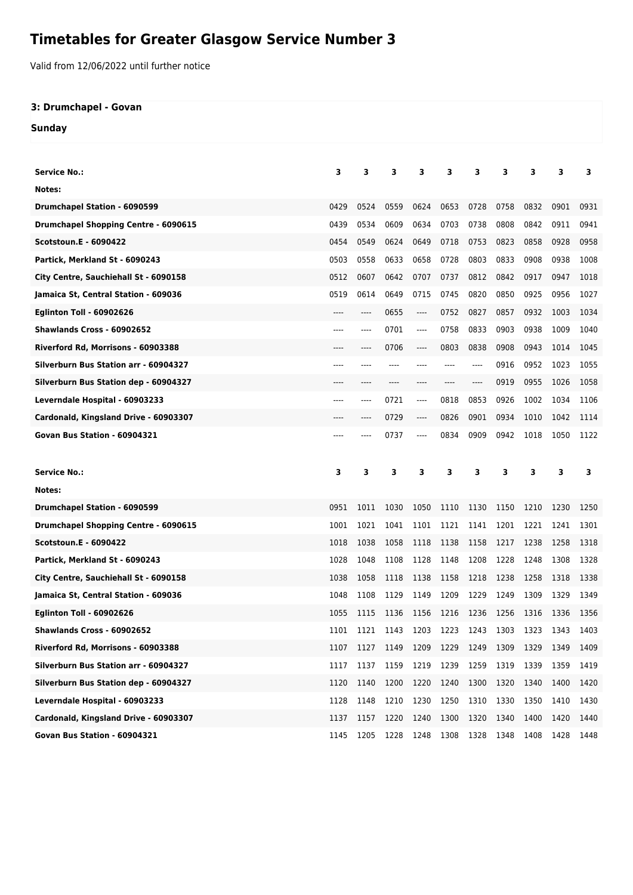# Timetables for Greater Glasgow Service Number 3

Valid from 12/06/2022 until further notice

### 3: Drumchapel - Govan

### Sunday

| Service No.: | 3 | 3 | 3 | 3 | 3 | 3 | 3 | 3 | 3 | 3 |
|---|---|---|---|---|---|---|---|---|---|---|
| Notes: | | | | | | | | | | |
| Drumchapel Station - 6090599 | 0429 | 0524 | 0559 | 0624 | 0653 | 0728 | 0758 | 0832 | 0901 | 0931 |
| Drumchapel Shopping Centre - 6090615 | 0439 | 0534 | 0609 | 0634 | 0703 | 0738 | 0808 | 0842 | 0911 | 0941 |
| Scotstoun.E - 6090422 | 0454 | 0549 | 0624 | 0649 | 0718 | 0753 | 0823 | 0858 | 0928 | 0958 |
| Partick, Merkland St - 6090243 | 0503 | 0558 | 0633 | 0658 | 0728 | 0803 | 0833 | 0908 | 0938 | 1008 |
| City Centre, Sauchiehall St - 6090158 | 0512 | 0607 | 0642 | 0707 | 0737 | 0812 | 0842 | 0917 | 0947 | 1018 |
| Jamaica St, Central Station - 609036 | 0519 | 0614 | 0649 | 0715 | 0745 | 0820 | 0850 | 0925 | 0956 | 1027 |
| Eglinton Toll - 60902626 | ---- | ---- | 0655 | ---- | 0752 | 0827 | 0857 | 0932 | 1003 | 1034 |
| Shawlands Cross - 60902652 | ---- | ---- | 0701 | ---- | 0758 | 0833 | 0903 | 0938 | 1009 | 1040 |
| Riverford Rd, Morrisons - 60903388 | ---- | ---- | 0706 | ---- | 0803 | 0838 | 0908 | 0943 | 1014 | 1045 |
| Silverburn Bus Station arr - 60904327 | ---- | ---- | ---- | ---- | ---- | ---- | 0916 | 0952 | 1023 | 1055 |
| Silverburn Bus Station dep - 60904327 | ---- | ---- | ---- | ---- | ---- | ---- | 0919 | 0955 | 1026 | 1058 |
| Leverndale Hospital - 60903233 | ---- | ---- | 0721 | ---- | 0818 | 0853 | 0926 | 1002 | 1034 | 1106 |
| Cardonald, Kingsland Drive - 60903307 | ---- | ---- | 0729 | ---- | 0826 | 0901 | 0934 | 1010 | 1042 | 1114 |
| Govan Bus Station - 60904321 | ---- | ---- | 0737 | ---- | 0834 | 0909 | 0942 | 1018 | 1050 | 1122 |

| Service No.: | 3 | 3 | 3 | 3 | 3 | 3 | 3 | 3 | 3 | 3 |
|---|---|---|---|---|---|---|---|---|---|---|
| Notes: | | | | | | | | | | |
| Drumchapel Station - 6090599 | 0951 | 1011 | 1030 | 1050 | 1110 | 1130 | 1150 | 1210 | 1230 | 1250 |
| Drumchapel Shopping Centre - 6090615 | 1001 | 1021 | 1041 | 1101 | 1121 | 1141 | 1201 | 1221 | 1241 | 1301 |
| Scotstoun.E - 6090422 | 1018 | 1038 | 1058 | 1118 | 1138 | 1158 | 1217 | 1238 | 1258 | 1318 |
| Partick, Merkland St - 6090243 | 1028 | 1048 | 1108 | 1128 | 1148 | 1208 | 1228 | 1248 | 1308 | 1328 |
| City Centre, Sauchiehall St - 6090158 | 1038 | 1058 | 1118 | 1138 | 1158 | 1218 | 1238 | 1258 | 1318 | 1338 |
| Jamaica St, Central Station - 609036 | 1048 | 1108 | 1129 | 1149 | 1209 | 1229 | 1249 | 1309 | 1329 | 1349 |
| Eglinton Toll - 60902626 | 1055 | 1115 | 1136 | 1156 | 1216 | 1236 | 1256 | 1316 | 1336 | 1356 |
| Shawlands Cross - 60902652 | 1101 | 1121 | 1143 | 1203 | 1223 | 1243 | 1303 | 1323 | 1343 | 1403 |
| Riverford Rd, Morrisons - 60903388 | 1107 | 1127 | 1149 | 1209 | 1229 | 1249 | 1309 | 1329 | 1349 | 1409 |
| Silverburn Bus Station arr - 60904327 | 1117 | 1137 | 1159 | 1219 | 1239 | 1259 | 1319 | 1339 | 1359 | 1419 |
| Silverburn Bus Station dep - 60904327 | 1120 | 1140 | 1200 | 1220 | 1240 | 1300 | 1320 | 1340 | 1400 | 1420 |
| Leverndale Hospital - 60903233 | 1128 | 1148 | 1210 | 1230 | 1250 | 1310 | 1330 | 1350 | 1410 | 1430 |
| Cardonald, Kingsland Drive - 60903307 | 1137 | 1157 | 1220 | 1240 | 1300 | 1320 | 1340 | 1400 | 1420 | 1440 |
| Govan Bus Station - 60904321 | 1145 | 1205 | 1228 | 1248 | 1308 | 1328 | 1348 | 1408 | 1428 | 1448 |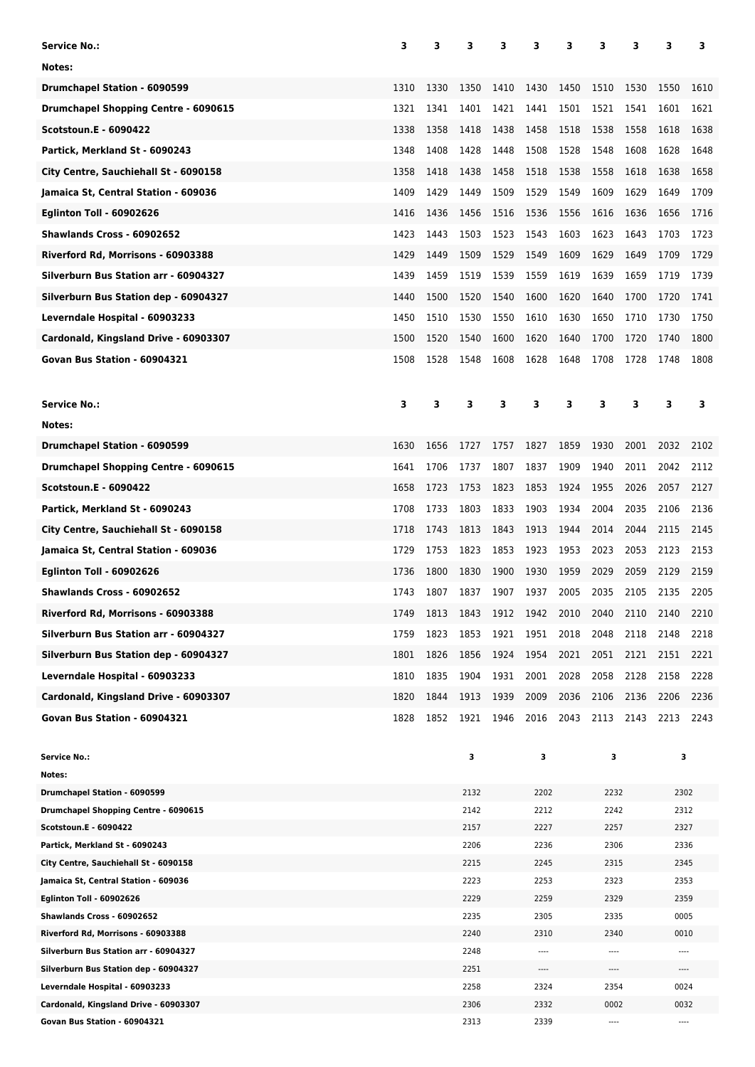| Service No.: | 3 | 3 | 3 | 3 | 3 | 3 | 3 | 3 | 3 | 3 |
|---|---|---|---|---|---|---|---|---|---|---|
| Notes: | | | | | | | | | | |
| Drumchapel Station - 6090599 | 1310 | 1330 | 1350 | 1410 | 1430 | 1450 | 1510 | 1530 | 1550 | 1610 |
| Drumchapel Shopping Centre - 6090615 | 1321 | 1341 | 1401 | 1421 | 1441 | 1501 | 1521 | 1541 | 1601 | 1621 |
| Scotstoun.E - 6090422 | 1338 | 1358 | 1418 | 1438 | 1458 | 1518 | 1538 | 1558 | 1618 | 1638 |
| Partick, Merkland St - 6090243 | 1348 | 1408 | 1428 | 1448 | 1508 | 1528 | 1548 | 1608 | 1628 | 1648 |
| City Centre, Sauchiehall St - 6090158 | 1358 | 1418 | 1438 | 1458 | 1518 | 1538 | 1558 | 1618 | 1638 | 1658 |
| Jamaica St, Central Station - 609036 | 1409 | 1429 | 1449 | 1509 | 1529 | 1549 | 1609 | 1629 | 1649 | 1709 |
| Eglinton Toll - 60902626 | 1416 | 1436 | 1456 | 1516 | 1536 | 1556 | 1616 | 1636 | 1656 | 1716 |
| Shawlands Cross - 60902652 | 1423 | 1443 | 1503 | 1523 | 1543 | 1603 | 1623 | 1643 | 1703 | 1723 |
| Riverford Rd, Morrisons - 60903388 | 1429 | 1449 | 1509 | 1529 | 1549 | 1609 | 1629 | 1649 | 1709 | 1729 |
| Silverburn Bus Station arr - 60904327 | 1439 | 1459 | 1519 | 1539 | 1559 | 1619 | 1639 | 1659 | 1719 | 1739 |
| Silverburn Bus Station dep - 60904327 | 1440 | 1500 | 1520 | 1540 | 1600 | 1620 | 1640 | 1700 | 1720 | 1741 |
| Leverndale Hospital - 60903233 | 1450 | 1510 | 1530 | 1550 | 1610 | 1630 | 1650 | 1710 | 1730 | 1750 |
| Cardonald, Kingsland Drive - 60903307 | 1500 | 1520 | 1540 | 1600 | 1620 | 1640 | 1700 | 1720 | 1740 | 1800 |
| Govan Bus Station - 60904321 | 1508 | 1528 | 1548 | 1608 | 1628 | 1648 | 1708 | 1728 | 1748 | 1808 |

| Service No.: | 3 | 3 | 3 | 3 | 3 | 3 | 3 | 3 | 3 | 3 |
|---|---|---|---|---|---|---|---|---|---|---|
| Notes: | | | | | | | | | | |
| Drumchapel Station - 6090599 | 1630 | 1656 | 1727 | 1757 | 1827 | 1859 | 1930 | 2001 | 2032 | 2102 |
| Drumchapel Shopping Centre - 6090615 | 1641 | 1706 | 1737 | 1807 | 1837 | 1909 | 1940 | 2011 | 2042 | 2112 |
| Scotstoun.E - 6090422 | 1658 | 1723 | 1753 | 1823 | 1853 | 1924 | 1955 | 2026 | 2057 | 2127 |
| Partick, Merkland St - 6090243 | 1708 | 1733 | 1803 | 1833 | 1903 | 1934 | 2004 | 2035 | 2106 | 2136 |
| City Centre, Sauchiehall St - 6090158 | 1718 | 1743 | 1813 | 1843 | 1913 | 1944 | 2014 | 2044 | 2115 | 2145 |
| Jamaica St, Central Station - 609036 | 1729 | 1753 | 1823 | 1853 | 1923 | 1953 | 2023 | 2053 | 2123 | 2153 |
| Eglinton Toll - 60902626 | 1736 | 1800 | 1830 | 1900 | 1930 | 1959 | 2029 | 2059 | 2129 | 2159 |
| Shawlands Cross - 60902652 | 1743 | 1807 | 1837 | 1907 | 1937 | 2005 | 2035 | 2105 | 2135 | 2205 |
| Riverford Rd, Morrisons - 60903388 | 1749 | 1813 | 1843 | 1912 | 1942 | 2010 | 2040 | 2110 | 2140 | 2210 |
| Silverburn Bus Station arr - 60904327 | 1759 | 1823 | 1853 | 1921 | 1951 | 2018 | 2048 | 2118 | 2148 | 2218 |
| Silverburn Bus Station dep - 60904327 | 1801 | 1826 | 1856 | 1924 | 1954 | 2021 | 2051 | 2121 | 2151 | 2221 |
| Leverndale Hospital - 60903233 | 1810 | 1835 | 1904 | 1931 | 2001 | 2028 | 2058 | 2128 | 2158 | 2228 |
| Cardonald, Kingsland Drive - 60903307 | 1820 | 1844 | 1913 | 1939 | 2009 | 2036 | 2106 | 2136 | 2206 | 2236 |
| Govan Bus Station - 60904321 | 1828 | 1852 | 1921 | 1946 | 2016 | 2043 | 2113 | 2143 | 2213 | 2243 |

| Service No.: | 3 | 3 | 3 | 3 |
|---|---|---|---|---|
| Notes: | | | | |
| Drumchapel Station - 6090599 | 2132 | 2202 | 2232 | 2302 |
| Drumchapel Shopping Centre - 6090615 | 2142 | 2212 | 2242 | 2312 |
| Scotstoun.E - 6090422 | 2157 | 2227 | 2257 | 2327 |
| Partick, Merkland St - 6090243 | 2206 | 2236 | 2306 | 2336 |
| City Centre, Sauchiehall St - 6090158 | 2215 | 2245 | 2315 | 2345 |
| Jamaica St, Central Station - 609036 | 2223 | 2253 | 2323 | 2353 |
| Eglinton Toll - 60902626 | 2229 | 2259 | 2329 | 2359 |
| Shawlands Cross - 60902652 | 2235 | 2305 | 2335 | 0005 |
| Riverford Rd, Morrisons - 60903388 | 2240 | 2310 | 2340 | 0010 |
| Silverburn Bus Station arr - 60904327 | 2248 | ---- | ---- | ---- |
| Silverburn Bus Station dep - 60904327 | 2251 | ---- | ---- | ---- |
| Leverndale Hospital - 60903233 | 2258 | 2324 | 2354 | 0024 |
| Cardonald, Kingsland Drive - 60903307 | 2306 | 2332 | 0002 | 0032 |
| Govan Bus Station - 60904321 | 2313 | 2339 | ---- | ---- |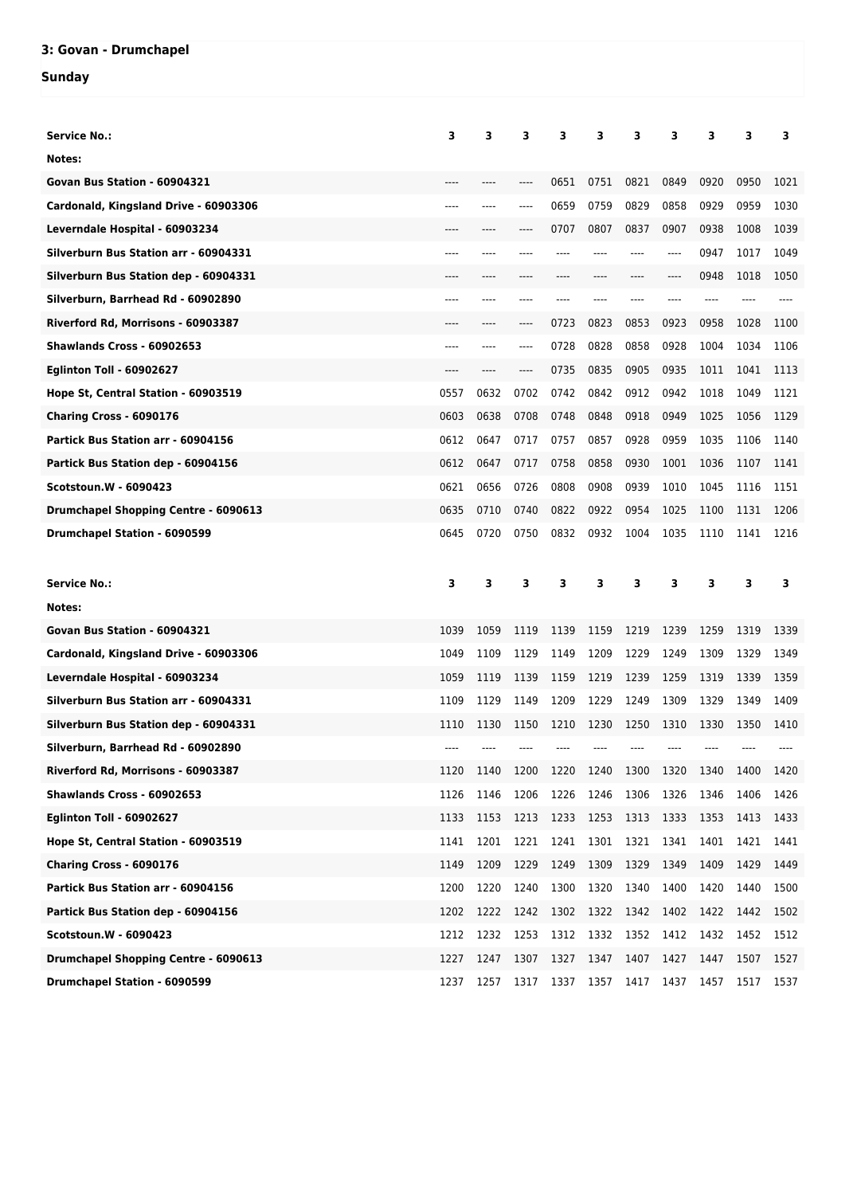## 3: Govan - Drumchapel

### Sunday

| Service No.: | 3 | 3 | 3 | 3 | 3 | 3 | 3 | 3 | 3 | 3 |
|---|---|---|---|---|---|---|---|---|---|---|
| Notes: | | | | | | | | | | |
| Govan Bus Station - 60904321 | ---- | ---- | ---- | 0651 | 0751 | 0821 | 0849 | 0920 | 0950 | 1021 |
| Cardonald, Kingsland Drive - 60903306 | ---- | ---- | ---- | 0659 | 0759 | 0829 | 0858 | 0929 | 0959 | 1030 |
| Leverndale Hospital - 60903234 | ---- | ---- | ---- | 0707 | 0807 | 0837 | 0907 | 0938 | 1008 | 1039 |
| Silverburn Bus Station arr - 60904331 | ---- | ---- | ---- | ---- | ---- | ---- | ---- | 0947 | 1017 | 1049 |
| Silverburn Bus Station dep - 60904331 | ---- | ---- | ---- | ---- | ---- | ---- | ---- | 0948 | 1018 | 1050 |
| Silverburn, Barrhead Rd - 60902890 | ---- | ---- | ---- | ---- | ---- | ---- | ---- | ---- | ---- | ---- |
| Riverford Rd, Morrisons - 60903387 | ---- | ---- | ---- | 0723 | 0823 | 0853 | 0923 | 0958 | 1028 | 1100 |
| Shawlands Cross - 60902653 | ---- | ---- | ---- | 0728 | 0828 | 0858 | 0928 | 1004 | 1034 | 1106 |
| Eglinton Toll - 60902627 | ---- | ---- | ---- | 0735 | 0835 | 0905 | 0935 | 1011 | 1041 | 1113 |
| Hope St, Central Station - 60903519 | 0557 | 0632 | 0702 | 0742 | 0842 | 0912 | 0942 | 1018 | 1049 | 1121 |
| Charing Cross - 6090176 | 0603 | 0638 | 0708 | 0748 | 0848 | 0918 | 0949 | 1025 | 1056 | 1129 |
| Partick Bus Station arr - 60904156 | 0612 | 0647 | 0717 | 0757 | 0857 | 0928 | 0959 | 1035 | 1106 | 1140 |
| Partick Bus Station dep - 60904156 | 0612 | 0647 | 0717 | 0758 | 0858 | 0930 | 1001 | 1036 | 1107 | 1141 |
| Scotstoun.W - 6090423 | 0621 | 0656 | 0726 | 0808 | 0908 | 0939 | 1010 | 1045 | 1116 | 1151 |
| Drumchapel Shopping Centre - 6090613 | 0635 | 0710 | 0740 | 0822 | 0922 | 0954 | 1025 | 1100 | 1131 | 1206 |
| Drumchapel Station - 6090599 | 0645 | 0720 | 0750 | 0832 | 0932 | 1004 | 1035 | 1110 | 1141 | 1216 |

| Service No.: | 3 | 3 | 3 | 3 | 3 | 3 | 3 | 3 | 3 | 3 |
|---|---|---|---|---|---|---|---|---|---|---|
| Notes: | | | | | | | | | | |
| Govan Bus Station - 60904321 | 1039 | 1059 | 1119 | 1139 | 1159 | 1219 | 1239 | 1259 | 1319 | 1339 |
| Cardonald, Kingsland Drive - 60903306 | 1049 | 1109 | 1129 | 1149 | 1209 | 1229 | 1249 | 1309 | 1329 | 1349 |
| Leverndale Hospital - 60903234 | 1059 | 1119 | 1139 | 1159 | 1219 | 1239 | 1259 | 1319 | 1339 | 1359 |
| Silverburn Bus Station arr - 60904331 | 1109 | 1129 | 1149 | 1209 | 1229 | 1249 | 1309 | 1329 | 1349 | 1409 |
| Silverburn Bus Station dep - 60904331 | 1110 | 1130 | 1150 | 1210 | 1230 | 1250 | 1310 | 1330 | 1350 | 1410 |
| Silverburn, Barrhead Rd - 60902890 | ---- | ---- | ---- | ---- | ---- | ---- | ---- | ---- | ---- | ---- |
| Riverford Rd, Morrisons - 60903387 | 1120 | 1140 | 1200 | 1220 | 1240 | 1300 | 1320 | 1340 | 1400 | 1420 |
| Shawlands Cross - 60902653 | 1126 | 1146 | 1206 | 1226 | 1246 | 1306 | 1326 | 1346 | 1406 | 1426 |
| Eglinton Toll - 60902627 | 1133 | 1153 | 1213 | 1233 | 1253 | 1313 | 1333 | 1353 | 1413 | 1433 |
| Hope St, Central Station - 60903519 | 1141 | 1201 | 1221 | 1241 | 1301 | 1321 | 1341 | 1401 | 1421 | 1441 |
| Charing Cross - 6090176 | 1149 | 1209 | 1229 | 1249 | 1309 | 1329 | 1349 | 1409 | 1429 | 1449 |
| Partick Bus Station arr - 60904156 | 1200 | 1220 | 1240 | 1300 | 1320 | 1340 | 1400 | 1420 | 1440 | 1500 |
| Partick Bus Station dep - 60904156 | 1202 | 1222 | 1242 | 1302 | 1322 | 1342 | 1402 | 1422 | 1442 | 1502 |
| Scotstoun.W - 6090423 | 1212 | 1232 | 1253 | 1312 | 1332 | 1352 | 1412 | 1432 | 1452 | 1512 |
| Drumchapel Shopping Centre - 6090613 | 1227 | 1247 | 1307 | 1327 | 1347 | 1407 | 1427 | 1447 | 1507 | 1527 |
| Drumchapel Station - 6090599 | 1237 | 1257 | 1317 | 1337 | 1357 | 1417 | 1437 | 1457 | 1517 | 1537 |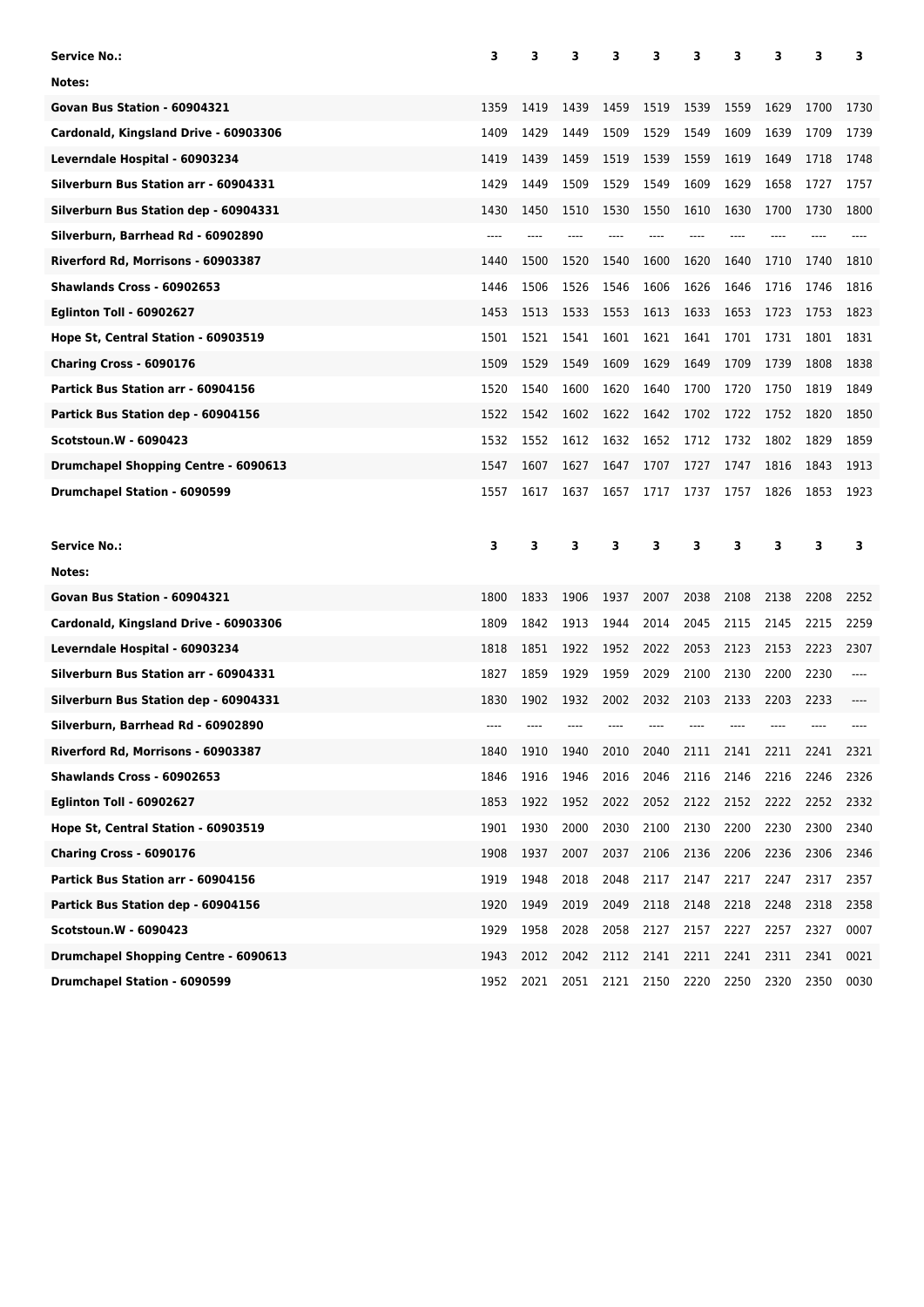| Service No.: | 3 | 3 | 3 | 3 | 3 | 3 | 3 | 3 | 3 | 3 |
|---|---|---|---|---|---|---|---|---|---|---|
| Notes: | | | | | | | | | | |
| Govan Bus Station - 60904321 | 1359 | 1419 | 1439 | 1459 | 1519 | 1539 | 1559 | 1629 | 1700 | 1730 |
| Cardonald, Kingsland Drive - 60903306 | 1409 | 1429 | 1449 | 1509 | 1529 | 1549 | 1609 | 1639 | 1709 | 1739 |
| Leverndale Hospital - 60903234 | 1419 | 1439 | 1459 | 1519 | 1539 | 1559 | 1619 | 1649 | 1718 | 1748 |
| Silverburn Bus Station arr - 60904331 | 1429 | 1449 | 1509 | 1529 | 1549 | 1609 | 1629 | 1658 | 1727 | 1757 |
| Silverburn Bus Station dep - 60904331 | 1430 | 1450 | 1510 | 1530 | 1550 | 1610 | 1630 | 1700 | 1730 | 1800 |
| Silverburn, Barrhead Rd - 60902890 | ---- | ---- | ---- | ---- | ---- | ---- | ---- | ---- | ---- | ---- |
| Riverford Rd, Morrisons - 60903387 | 1440 | 1500 | 1520 | 1540 | 1600 | 1620 | 1640 | 1710 | 1740 | 1810 |
| Shawlands Cross - 60902653 | 1446 | 1506 | 1526 | 1546 | 1606 | 1626 | 1646 | 1716 | 1746 | 1816 |
| Eglinton Toll - 60902627 | 1453 | 1513 | 1533 | 1553 | 1613 | 1633 | 1653 | 1723 | 1753 | 1823 |
| Hope St, Central Station - 60903519 | 1501 | 1521 | 1541 | 1601 | 1621 | 1641 | 1701 | 1731 | 1801 | 1831 |
| Charing Cross - 6090176 | 1509 | 1529 | 1549 | 1609 | 1629 | 1649 | 1709 | 1739 | 1808 | 1838 |
| Partick Bus Station arr - 60904156 | 1520 | 1540 | 1600 | 1620 | 1640 | 1700 | 1720 | 1750 | 1819 | 1849 |
| Partick Bus Station dep - 60904156 | 1522 | 1542 | 1602 | 1622 | 1642 | 1702 | 1722 | 1752 | 1820 | 1850 |
| Scotstoun.W - 6090423 | 1532 | 1552 | 1612 | 1632 | 1652 | 1712 | 1732 | 1802 | 1829 | 1859 |
| Drumchapel Shopping Centre - 6090613 | 1547 | 1607 | 1627 | 1647 | 1707 | 1727 | 1747 | 1816 | 1843 | 1913 |
| Drumchapel Station - 6090599 | 1557 | 1617 | 1637 | 1657 | 1717 | 1737 | 1757 | 1826 | 1853 | 1923 |

| Service No.: | 3 | 3 | 3 | 3 | 3 | 3 | 3 | 3 | 3 | 3 |
|---|---|---|---|---|---|---|---|---|---|---|
| Notes: | | | | | | | | | | |
| Govan Bus Station - 60904321 | 1800 | 1833 | 1906 | 1937 | 2007 | 2038 | 2108 | 2138 | 2208 | 2252 |
| Cardonald, Kingsland Drive - 60903306 | 1809 | 1842 | 1913 | 1944 | 2014 | 2045 | 2115 | 2145 | 2215 | 2259 |
| Leverndale Hospital - 60903234 | 1818 | 1851 | 1922 | 1952 | 2022 | 2053 | 2123 | 2153 | 2223 | 2307 |
| Silverburn Bus Station arr - 60904331 | 1827 | 1859 | 1929 | 1959 | 2029 | 2100 | 2130 | 2200 | 2230 | ---- |
| Silverburn Bus Station dep - 60904331 | 1830 | 1902 | 1932 | 2002 | 2032 | 2103 | 2133 | 2203 | 2233 | ---- |
| Silverburn, Barrhead Rd - 60902890 | ---- | ---- | ---- | ---- | ---- | ---- | ---- | ---- | ---- | ---- |
| Riverford Rd, Morrisons - 60903387 | 1840 | 1910 | 1940 | 2010 | 2040 | 2111 | 2141 | 2211 | 2241 | 2321 |
| Shawlands Cross - 60902653 | 1846 | 1916 | 1946 | 2016 | 2046 | 2116 | 2146 | 2216 | 2246 | 2326 |
| Eglinton Toll - 60902627 | 1853 | 1922 | 1952 | 2022 | 2052 | 2122 | 2152 | 2222 | 2252 | 2332 |
| Hope St, Central Station - 60903519 | 1901 | 1930 | 2000 | 2030 | 2100 | 2130 | 2200 | 2230 | 2300 | 2340 |
| Charing Cross - 6090176 | 1908 | 1937 | 2007 | 2037 | 2106 | 2136 | 2206 | 2236 | 2306 | 2346 |
| Partick Bus Station arr - 60904156 | 1919 | 1948 | 2018 | 2048 | 2117 | 2147 | 2217 | 2247 | 2317 | 2357 |
| Partick Bus Station dep - 60904156 | 1920 | 1949 | 2019 | 2049 | 2118 | 2148 | 2218 | 2248 | 2318 | 2358 |
| Scotstoun.W - 6090423 | 1929 | 1958 | 2028 | 2058 | 2127 | 2157 | 2227 | 2257 | 2327 | 0007 |
| Drumchapel Shopping Centre - 6090613 | 1943 | 2012 | 2042 | 2112 | 2141 | 2211 | 2241 | 2311 | 2341 | 0021 |
| Drumchapel Station - 6090599 | 1952 | 2021 | 2051 | 2121 | 2150 | 2220 | 2250 | 2320 | 2350 | 0030 |